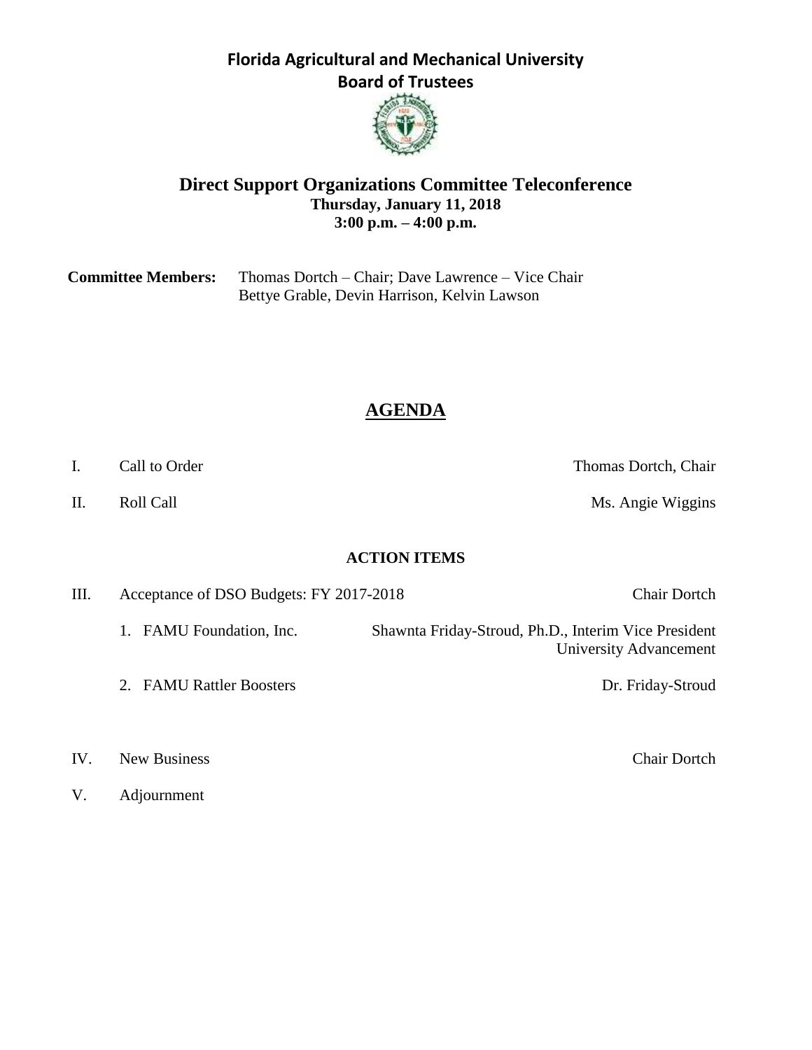# Florida Agricultural and Mechanical University
## Board of Trustees

### Direct Support Organizations Committee Teleconference
**Thursday, January 11, 2018**
**3:00 p.m. – 4:00 p.m.**

**Committee Members:** Thomas Dortch – Chair; Dave Lawrence – Vice Chair
Bettye Grable, Devin Harrison, Kelvin Lawson

## AGENDA

I. Call to Order — Thomas Dortch, Chair

II. Roll Call — Ms. Angie Wiggins

**ACTION ITEMS**

III. Acceptance of DSO Budgets: FY 2017-2018 — Chair Dortch

1. FAMU Foundation, Inc. — Shawnta Friday-Stroud, Ph.D., Interim Vice President University Advancement
2. FAMU Rattler Boosters — Dr. Friday-Stroud

IV. New Business — Chair Dortch

V. Adjournment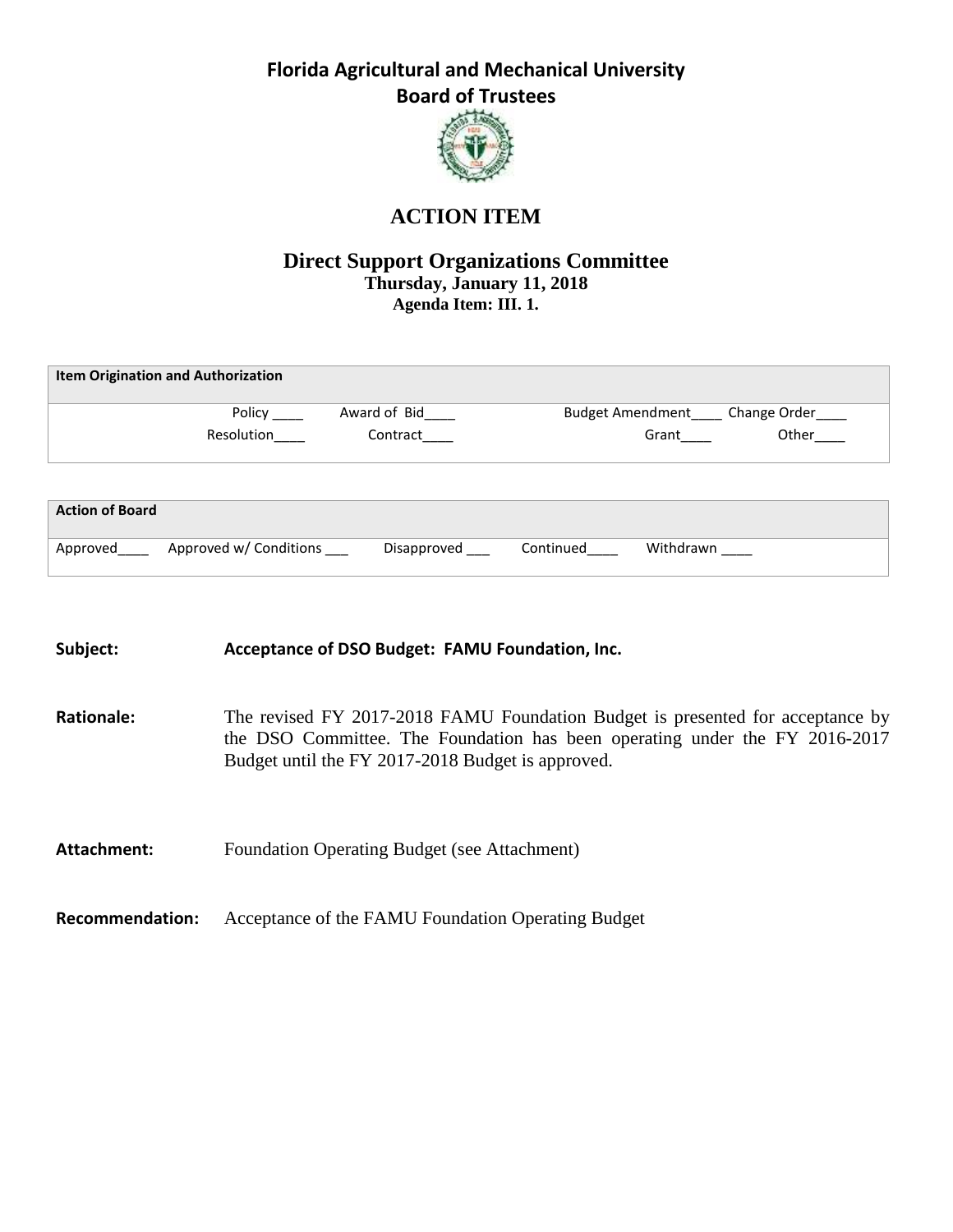# Florida Agricultural and Mechanical University
# Board of Trustees

## ACTION ITEM

### Direct Support Organizations Committee
**Thursday, January 11, 2018**
**Agenda Item: III. 1.**

| Item Origination and Authorization | | | |
|---|---|---|---|
| Policy ____ | Award of Bid____ | Budget Amendment____ | Change Order____ |
| Resolution____ | Contract____ | Grant____ | Other____ |

| Action of Board | | | | |
|---|---|---|---|---|
| Approved____ | Approved w/ Conditions ___ | Disapproved ___ | Continued____ | Withdrawn ____ |

**Subject:** **Acceptance of DSO Budget: FAMU Foundation, Inc.**

**Rationale:** The revised FY 2017-2018 FAMU Foundation Budget is presented for acceptance by the DSO Committee. The Foundation has been operating under the FY 2016-2017 Budget until the FY 2017-2018 Budget is approved.

**Attachment:** Foundation Operating Budget (see Attachment)

**Recommendation:** Acceptance of the FAMU Foundation Operating Budget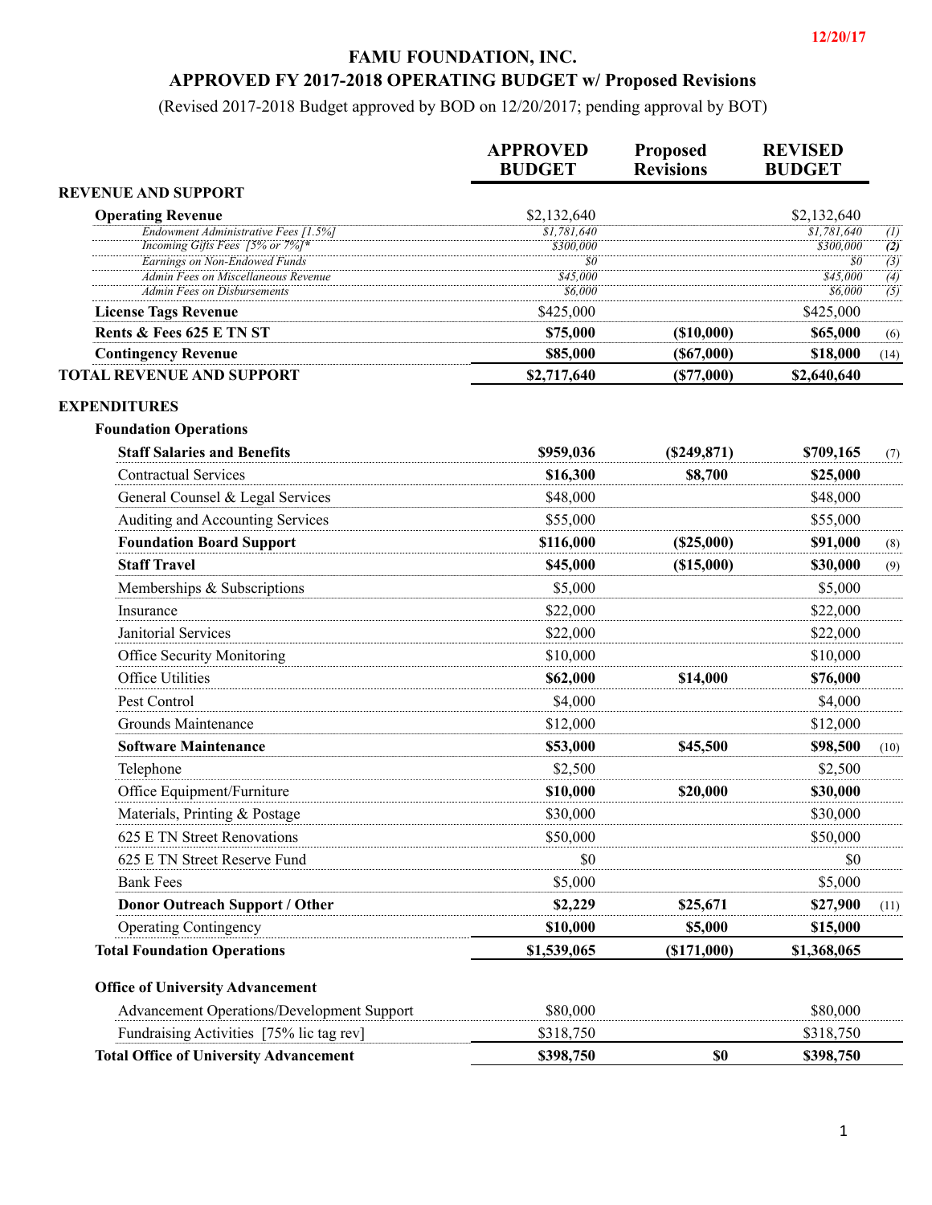12/20/17

# FAMU FOUNDATION, INC.

## APPROVED FY 2017-2018 OPERATING BUDGET w/ Proposed Revisions

(Revised 2017-2018 Budget approved by BOD on 12/20/2017; pending approval by BOT)

| | APPROVED BUDGET | Proposed Revisions | REVISED BUDGET | |
|---|---|---|---|---|
| **REVENUE AND SUPPORT** | | | | |
| **Operating Revenue** | $2,132,640 | | $2,132,640 | |
| *Endowment Administrative Fees [1.5%]* | *$1,781,640* | | *$1,781,640* | *(1)* |
| *Incoming Gifts Fees [5% or 7%]** | *$300,000* | | *$300,000* | ***(2)*** |
| *Earnings on Non-Endowed Funds* | *$0* | | *$0* | *(3)* |
| *Admin Fees on Miscellaneous Revenue* | *$45,000* | | *$45,000* | *(4)* |
| *Admin Fees on Disbursements* | *$6,000* | | *$6,000* | *(5)* |
| **License Tags Revenue** | $425,000 | | $425,000 | |
| **Rents & Fees 625 E TN ST** | **$75,000** | **($10,000)** | **$65,000** | (6) |
| **Contingency Revenue** | **$85,000** | **($67,000)** | **$18,000** | (14) |
| **TOTAL REVENUE AND SUPPORT** | **$2,717,640** | **($77,000)** | **$2,640,640** | |
| **EXPENDITURES** | | | | |
| **Foundation Operations** | | | | |
| **Staff Salaries and Benefits** | **$959,036** | **($249,871)** | **$709,165** | (7) |
| Contractual Services | **$16,300** | **$8,700** | **$25,000** | |
| General Counsel & Legal Services | $48,000 | | $48,000 | |
| Auditing and Accounting Services | $55,000 | | $55,000 | |
| **Foundation Board Support** | **$116,000** | **($25,000)** | **$91,000** | (8) |
| **Staff Travel** | **$45,000** | **($15,000)** | **$30,000** | (9) |
| Memberships & Subscriptions | $5,000 | | $5,000 | |
| Insurance | $22,000 | | $22,000 | |
| Janitorial Services | $22,000 | | $22,000 | |
| Office Security Monitoring | $10,000 | | $10,000 | |
| Office Utilities | **$62,000** | **$14,000** | **$76,000** | |
| Pest Control | $4,000 | | $4,000 | |
| Grounds Maintenance | $12,000 | | $12,000 | |
| **Software Maintenance** | **$53,000** | **$45,500** | **$98,500** | (10) |
| Telephone | $2,500 | | $2,500 | |
| Office Equipment/Furniture | **$10,000** | **$20,000** | **$30,000** | |
| Materials, Printing & Postage | $30,000 | | $30,000 | |
| 625 E TN Street Renovations | $50,000 | | $50,000 | |
| 625 E TN Street Reserve Fund | $0 | | $0 | |
| Bank Fees | $5,000 | | $5,000 | |
| **Donor Outreach Support / Other** | **$2,229** | **$25,671** | **$27,900** | (11) |
| Operating Contingency | **$10,000** | **$5,000** | **$15,000** | |
| **Total Foundation Operations** | **$1,539,065** | **($171,000)** | **$1,368,065** | |
| **Office of University Advancement** | | | | |
| Advancement Operations/Development Support | $80,000 | | $80,000 | |
| Fundraising Activities [75% lic tag rev] | $318,750 | | $318,750 | |
| **Total Office of University Advancement** | **$398,750** | **$0** | **$398,750** | |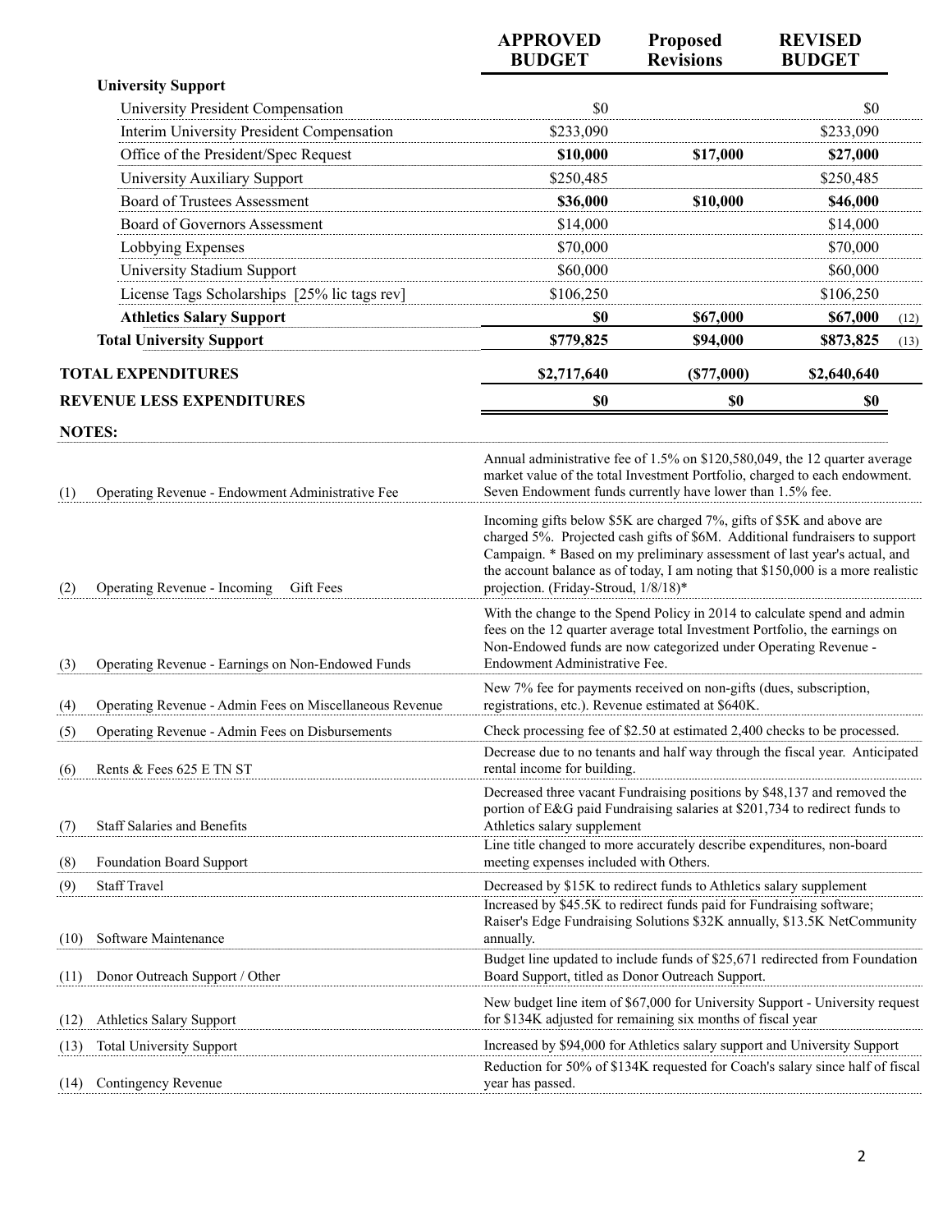| | APPROVED BUDGET | Proposed Revisions | REVISED BUDGET | |
|---|---|---|---|---|
| **University Support** | | | | |
| University President Compensation | $0 | | $0 | |
| Interim University President Compensation | $233,090 | | $233,090 | |
| Office of the President/Spec Request | **$10,000** | **$17,000** | **$27,000** | |
| University Auxiliary Support | $250,485 | | $250,485 | |
| Board of Trustees Assessment | **$36,000** | **$10,000** | **$46,000** | |
| Board of Governors Assessment | $14,000 | | $14,000 | |
| Lobbying Expenses | $70,000 | | $70,000 | |
| University Stadium Support | $60,000 | | $60,000 | |
| License Tags Scholarships [25% lic tags rev] | $106,250 | | $106,250 | |
| **Athletics Salary Support** | **$0** | **$67,000** | **$67,000** | (12) |
| **Total University Support** | **$779,825** | **$94,000** | **$873,825** | (13) |
| **TOTAL EXPENDITURES** | **$2,717,640** | **($77,000)** | **$2,640,640** | |
| **REVENUE LESS EXPENDITURES** | **$0** | **$0** | **$0** | |

**NOTES:**

| | Item | Note |
|---|---|---|
| (1) | Operating Revenue - Endowment Administrative Fee | Annual administrative fee of 1.5% on $120,580,049, the 12 quarter average market value of the total Investment Portfolio, charged to each endowment. Seven Endowment funds currently have lower than 1.5% fee. |
| (2) | Operating Revenue - Incoming Gift Fees | Incoming gifts below $5K are charged 7%, gifts of $5K and above are charged 5%. Projected cash gifts of $6M. Additional fundraisers to support Campaign. * Based on my preliminary assessment of last year's actual, and the account balance as of today, I am noting that $150,000 is a more realistic projection. (Friday-Stroud, 1/8/18)* |
| (3) | Operating Revenue - Earnings on Non-Endowed Funds | With the change to the Spend Policy in 2014 to calculate spend and admin fees on the 12 quarter average total Investment Portfolio, the earnings on Non-Endowed funds are now categorized under Operating Revenue - Endowment Administrative Fee. |
| (4) | Operating Revenue - Admin Fees on Miscellaneous Revenue | New 7% fee for payments received on non-gifts (dues, subscription, registrations, etc.). Revenue estimated at $640K. |
| (5) | Operating Revenue - Admin Fees on Disbursements | Check processing fee of $2.50 at estimated 2,400 checks to be processed. |
| (6) | Rents & Fees 625 E TN ST | Decrease due to no tenants and half way through the fiscal year. Anticipated rental income for building. |
| (7) | Staff Salaries and Benefits | Decreased three vacant Fundraising positions by $48,137 and removed the portion of E&G paid Fundraising salaries at $201,734 to redirect funds to Athletics salary supplement |
| (8) | Foundation Board Support | Line title changed to more accurately describe expenditures, non-board meeting expenses included with Others. |
| (9) | Staff Travel | Decreased by $15K to redirect funds to Athletics salary supplement |
| (10) | Software Maintenance | Increased by $45.5K to redirect funds paid for Fundraising software; Raiser's Edge Fundraising Solutions $32K annually, $13.5K NetCommunity annually. |
| (11) | Donor Outreach Support / Other | Budget line updated to include funds of $25,671 redirected from Foundation Board Support, titled as Donor Outreach Support. |
| (12) | Athletics Salary Support | New budget line item of $67,000 for University Support - University request for $134K adjusted for remaining six months of fiscal year |
| (13) | Total University Support | Increased by $94,000 for Athletics salary support and University Support |
| (14) | Contingency Revenue | Reduction for 50% of $134K requested for Coach's salary since half of fiscal year has passed. |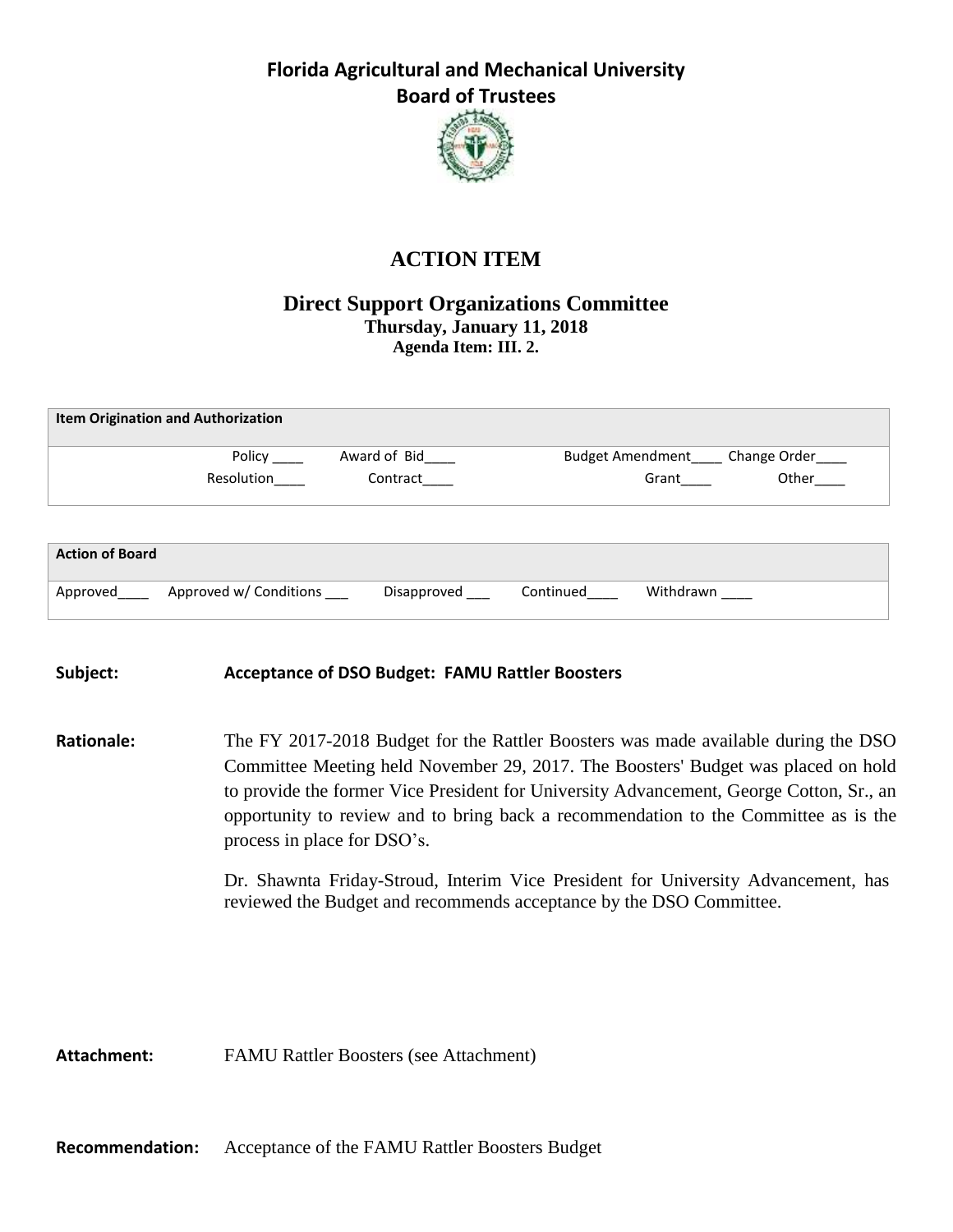# Florida Agricultural and Mechanical University
## Board of Trustees

## ACTION ITEM

### Direct Support Organizations Committee
**Thursday, January 11, 2018**
**Agenda Item: III. 2.**

| Item Origination and Authorization | | | |
|---|---|---|---|
| Policy ____ | Award of Bid____ | Budget Amendment____ | Change Order____ |
| Resolution____ | Contract____ | Grant____ | Other____ |

| Action of Board | | | | |
|---|---|---|---|---|
| Approved____ | Approved w/ Conditions ___ | Disapproved ___ | Continued____ | Withdrawn ____ |

**Subject:** **Acceptance of DSO Budget: FAMU Rattler Boosters**

**Rationale:** The FY 2017-2018 Budget for the Rattler Boosters was made available during the DSO Committee Meeting held November 29, 2017. The Boosters' Budget was placed on hold to provide the former Vice President for University Advancement, George Cotton, Sr., an opportunity to review and to bring back a recommendation to the Committee as is the process in place for DSO's.

Dr. Shawnta Friday-Stroud, Interim Vice President for University Advancement, has reviewed the Budget and recommends acceptance by the DSO Committee.

**Attachment:** FAMU Rattler Boosters (see Attachment)

**Recommendation:** Acceptance of the FAMU Rattler Boosters Budget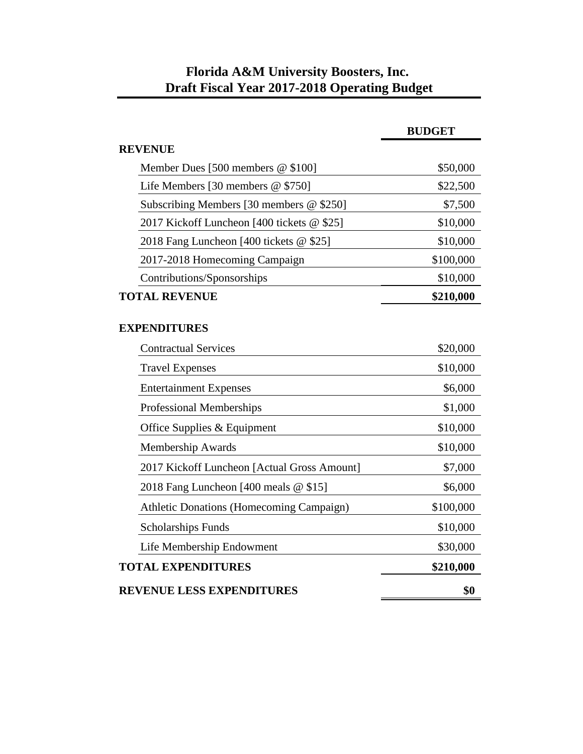# Florida A&M University Boosters, Inc.
# Draft Fiscal Year 2017-2018 Operating Budget

| | BUDGET |
|---|---|
| **REVENUE** | |
| Member Dues [500 members @ $100] | $50,000 |
| Life Members [30 members @ $750] | $22,500 |
| Subscribing Members [30 members @ $250] | $7,500 |
| 2017 Kickoff Luncheon [400 tickets @ $25] | $10,000 |
| 2018 Fang Luncheon [400 tickets @ $25] | $10,000 |
| 2017-2018 Homecoming Campaign | $100,000 |
| Contributions/Sponsorships | $10,000 |
| **TOTAL REVENUE** | **$210,000** |
| | |
| **EXPENDITURES** | |
| Contractual Services | $20,000 |
| Travel Expenses | $10,000 |
| Entertainment Expenses | $6,000 |
| Professional Memberships | $1,000 |
| Office Supplies & Equipment | $10,000 |
| Membership Awards | $10,000 |
| 2017 Kickoff Luncheon [Actual Gross Amount] | $7,000 |
| 2018 Fang Luncheon [400 meals @ $15] | $6,000 |
| Athletic Donations (Homecoming Campaign) | $100,000 |
| Scholarships Funds | $10,000 |
| Life Membership Endowment | $30,000 |
| **TOTAL EXPENDITURES** | **$210,000** |
| **REVENUE LESS EXPENDITURES** | **$0** |